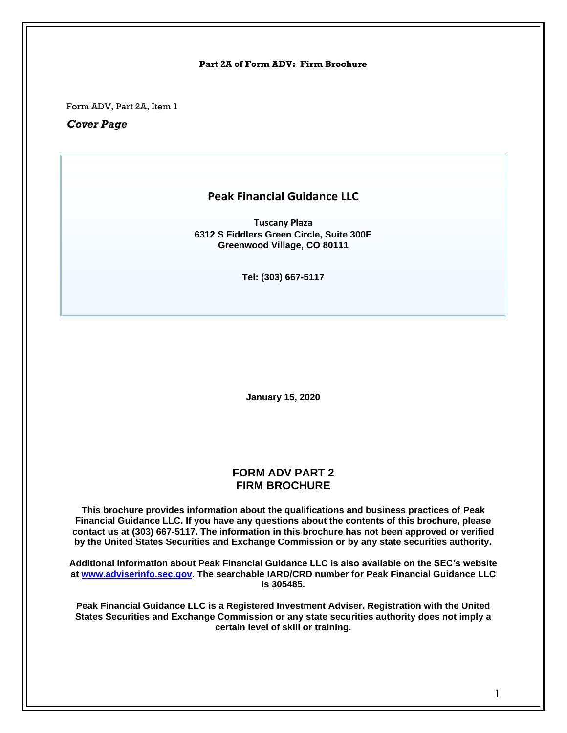**Part 2A of Form ADV: Firm Brochure**

Form ADV, Part 2A, Item 1

***Cover Page***

## Peak Financial Guidance LLC

**Tuscany Plaza**
**6312 S Fiddlers Green Circle, Suite 300E**
**Greenwood Village, CO 80111**

**Tel: (303) 667-5117**

**January 15, 2020**

# FORM ADV PART 2
# FIRM BROCHURE

**This brochure provides information about the qualifications and business practices of Peak Financial Guidance LLC. If you have any questions about the contents of this brochure, please contact us at (303) 667-5117. The information in this brochure has not been approved or verified by the United States Securities and Exchange Commission or by any state securities authority.**

**Additional information about Peak Financial Guidance LLC is also available on the SEC's website at [www.adviserinfo.sec.gov](http://www.adviserinfo.sec.gov). The searchable IARD/CRD number for Peak Financial Guidance LLC is 305485.**

**Peak Financial Guidance LLC is a Registered Investment Adviser. Registration with the United States Securities and Exchange Commission or any state securities authority does not imply a certain level of skill or training.**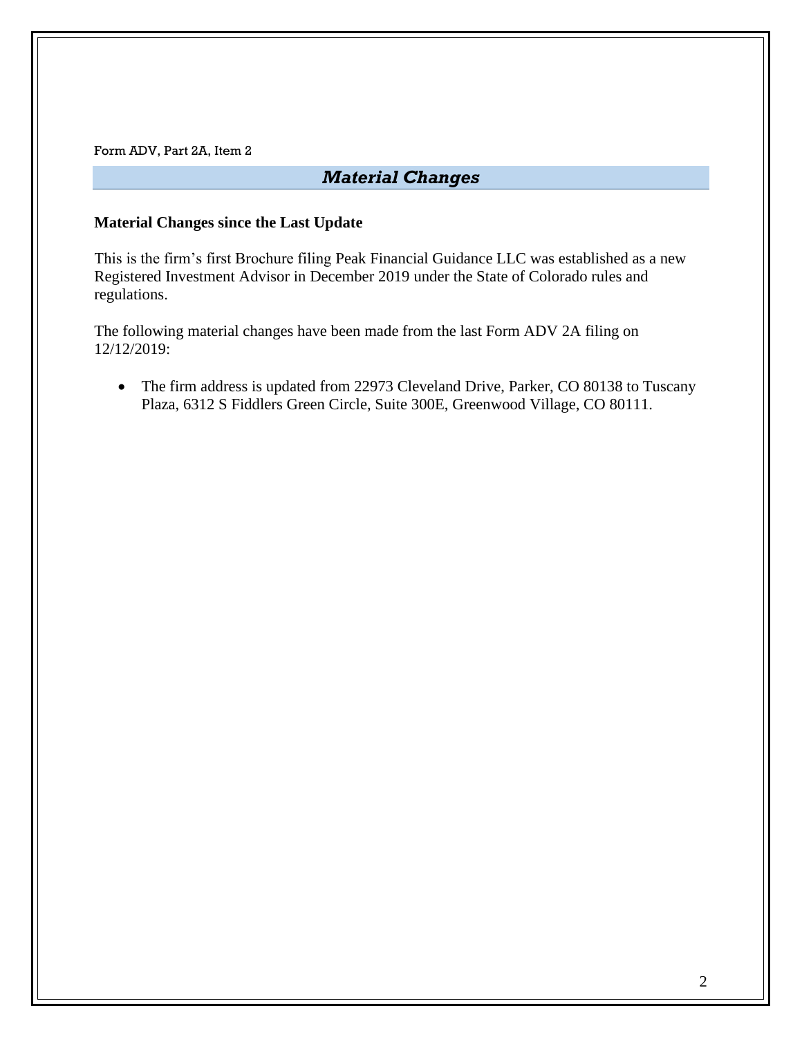Form ADV, Part 2A, Item 2

## *Material Changes*

### Material Changes since the Last Update

This is the firm's first Brochure filing Peak Financial Guidance LLC was established as a new Registered Investment Advisor in December 2019 under the State of Colorado rules and regulations.

The following material changes have been made from the last Form ADV 2A filing on 12/12/2019:

- The firm address is updated from 22973 Cleveland Drive, Parker, CO 80138 to Tuscany Plaza, 6312 S Fiddlers Green Circle, Suite 300E, Greenwood Village, CO 80111.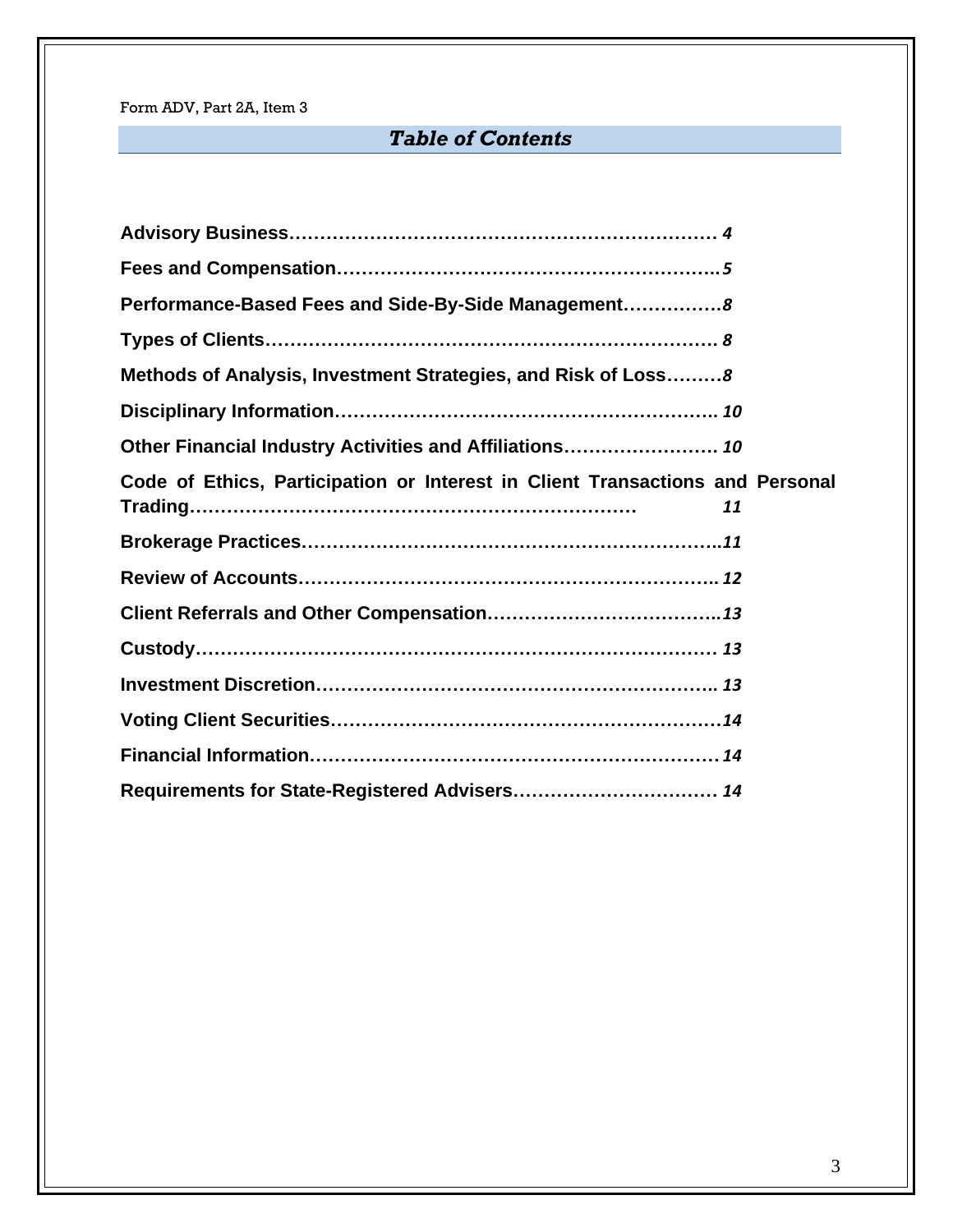Form ADV, Part 2A, Item 3

## *Table of Contents*

**Advisory Business**………………………………………………………… *4*

**Fees and Compensation**…………………………………………………..*5*

**Performance-Based Fees and Side-By-Side Management**…………….*8*

**Types of Clients**…………………………………………………………… *8*

**Methods of Analysis, Investment Strategies, and Risk of Loss**………*8*

**Disciplinary Information**………………………………………………….. *10*

**Other Financial Industry Activities and Affiliations**……………………. *10*

**Code of Ethics, Participation or Interest in Client Transactions and Personal Trading**………………………………………………………… *11*

**Brokerage Practices**………………………………………………………..*11*

**Review of Accounts**……………………………………………………….. *12*

**Client Referrals and Other Compensation**………………………………..*13*

**Custody**…………………………………………………………………… *13*

**Investment Discretion**…………………………………………………….. *13*

**Voting Client Securities**……………………………………………………*14*

**Financial Information**……………………………………………………… *14*

**Requirements for State-Registered Advisers**…………………………… *14*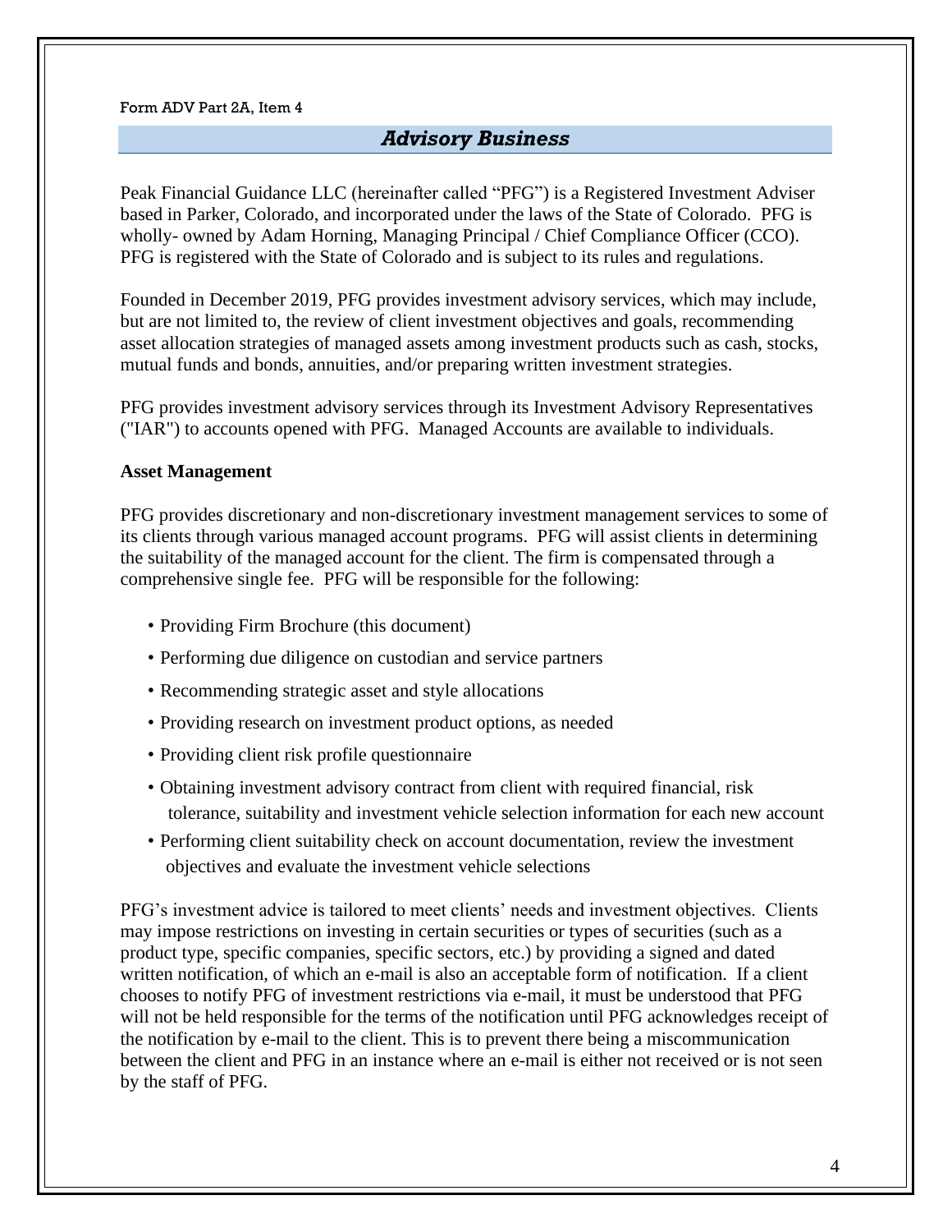Form ADV Part 2A, Item 4

## *Advisory Business*

Peak Financial Guidance LLC (hereinafter called "PFG") is a Registered Investment Adviser based in Parker, Colorado, and incorporated under the laws of the State of Colorado. PFG is wholly- owned by Adam Horning, Managing Principal / Chief Compliance Officer (CCO). PFG is registered with the State of Colorado and is subject to its rules and regulations.

Founded in December 2019, PFG provides investment advisory services, which may include, but are not limited to, the review of client investment objectives and goals, recommending asset allocation strategies of managed assets among investment products such as cash, stocks, mutual funds and bonds, annuities, and/or preparing written investment strategies.

PFG provides investment advisory services through its Investment Advisory Representatives ("IAR") to accounts opened with PFG. Managed Accounts are available to individuals.

**Asset Management**

PFG provides discretionary and non-discretionary investment management services to some of its clients through various managed account programs. PFG will assist clients in determining the suitability of the managed account for the client. The firm is compensated through a comprehensive single fee. PFG will be responsible for the following:

- Providing Firm Brochure (this document)
- Performing due diligence on custodian and service partners
- Recommending strategic asset and style allocations
- Providing research on investment product options, as needed
- Providing client risk profile questionnaire
- Obtaining investment advisory contract from client with required financial, risk tolerance, suitability and investment vehicle selection information for each new account
- Performing client suitability check on account documentation, review the investment objectives and evaluate the investment vehicle selections

PFG's investment advice is tailored to meet clients' needs and investment objectives. Clients may impose restrictions on investing in certain securities or types of securities (such as a product type, specific companies, specific sectors, etc.) by providing a signed and dated written notification, of which an e-mail is also an acceptable form of notification. If a client chooses to notify PFG of investment restrictions via e-mail, it must be understood that PFG will not be held responsible for the terms of the notification until PFG acknowledges receipt of the notification by e-mail to the client. This is to prevent there being a miscommunication between the client and PFG in an instance where an e-mail is either not received or is not seen by the staff of PFG.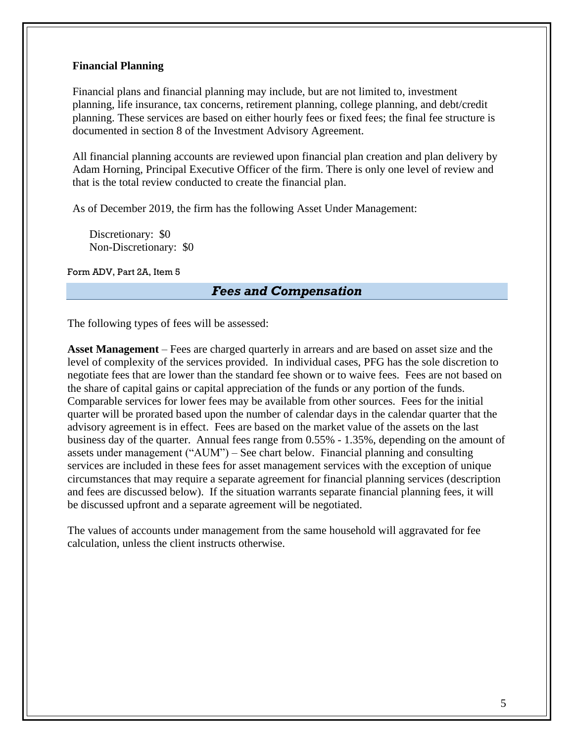**Financial Planning**

Financial plans and financial planning may include, but are not limited to, investment planning, life insurance, tax concerns, retirement planning, college planning, and debt/credit planning. These services are based on either hourly fees or fixed fees; the final fee structure is documented in section 8 of the Investment Advisory Agreement.

All financial planning accounts are reviewed upon financial plan creation and plan delivery by Adam Horning, Principal Executive Officer of the firm. There is only one level of review and that is the total review conducted to create the financial plan.

As of December 2019, the firm has the following Asset Under Management:

Discretionary: $0
Non-Discretionary: $0

Form ADV, Part 2A, Item 5

## *Fees and Compensation*

The following types of fees will be assessed:

**Asset Management** – Fees are charged quarterly in arrears and are based on asset size and the level of complexity of the services provided. In individual cases, PFG has the sole discretion to negotiate fees that are lower than the standard fee shown or to waive fees. Fees are not based on the share of capital gains or capital appreciation of the funds or any portion of the funds. Comparable services for lower fees may be available from other sources. Fees for the initial quarter will be prorated based upon the number of calendar days in the calendar quarter that the advisory agreement is in effect. Fees are based on the market value of the assets on the last business day of the quarter. Annual fees range from 0.55% - 1.35%, depending on the amount of assets under management ("AUM") – See chart below. Financial planning and consulting services are included in these fees for asset management services with the exception of unique circumstances that may require a separate agreement for financial planning services (description and fees are discussed below). If the situation warrants separate financial planning fees, it will be discussed upfront and a separate agreement will be negotiated.

The values of accounts under management from the same household will aggravated for fee calculation, unless the client instructs otherwise.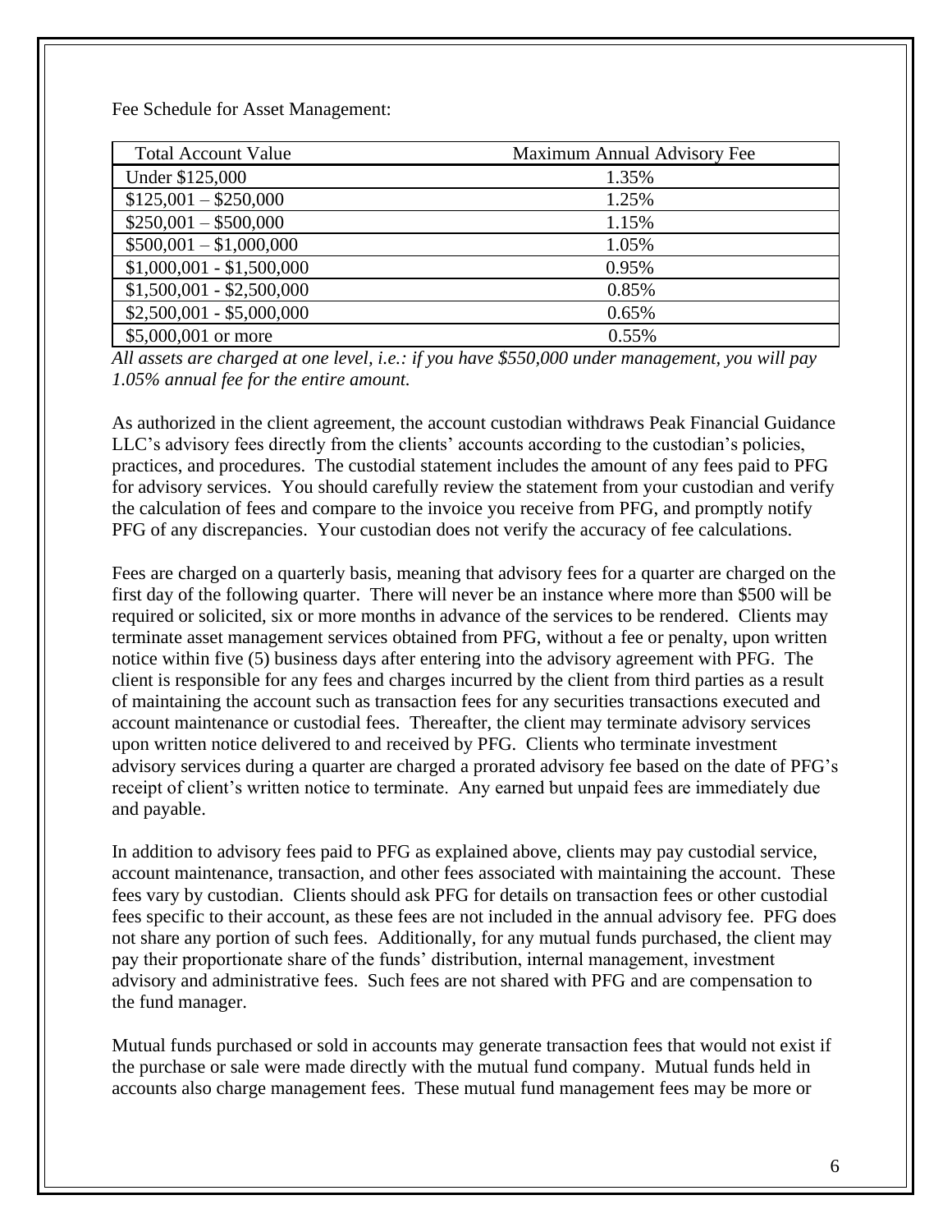Fee Schedule for Asset Management:

| Total Account Value | Maximum Annual Advisory Fee |
|---|---|
| Under $125,000 | 1.35% |
| $125,001 – $250,000 | 1.25% |
| $250,001 – $500,000 | 1.15% |
| $500,001 – $1,000,000 | 1.05% |
| $1,000,001 - $1,500,000 | 0.95% |
| $1,500,001 - $2,500,000 | 0.85% |
| $2,500,001 - $5,000,000 | 0.65% |
| $5,000,001 or more | 0.55% |

*All assets are charged at one level, i.e.: if you have $550,000 under management, you will pay 1.05% annual fee for the entire amount.*

As authorized in the client agreement, the account custodian withdraws Peak Financial Guidance LLC's advisory fees directly from the clients' accounts according to the custodian's policies, practices, and procedures. The custodial statement includes the amount of any fees paid to PFG for advisory services. You should carefully review the statement from your custodian and verify the calculation of fees and compare to the invoice you receive from PFG, and promptly notify PFG of any discrepancies. Your custodian does not verify the accuracy of fee calculations.

Fees are charged on a quarterly basis, meaning that advisory fees for a quarter are charged on the first day of the following quarter. There will never be an instance where more than $500 will be required or solicited, six or more months in advance of the services to be rendered. Clients may terminate asset management services obtained from PFG, without a fee or penalty, upon written notice within five (5) business days after entering into the advisory agreement with PFG. The client is responsible for any fees and charges incurred by the client from third parties as a result of maintaining the account such as transaction fees for any securities transactions executed and account maintenance or custodial fees. Thereafter, the client may terminate advisory services upon written notice delivered to and received by PFG. Clients who terminate investment advisory services during a quarter are charged a prorated advisory fee based on the date of PFG's receipt of client's written notice to terminate. Any earned but unpaid fees are immediately due and payable.

In addition to advisory fees paid to PFG as explained above, clients may pay custodial service, account maintenance, transaction, and other fees associated with maintaining the account. These fees vary by custodian. Clients should ask PFG for details on transaction fees or other custodial fees specific to their account, as these fees are not included in the annual advisory fee. PFG does not share any portion of such fees. Additionally, for any mutual funds purchased, the client may pay their proportionate share of the funds' distribution, internal management, investment advisory and administrative fees. Such fees are not shared with PFG and are compensation to the fund manager.

Mutual funds purchased or sold in accounts may generate transaction fees that would not exist if the purchase or sale were made directly with the mutual fund company. Mutual funds held in accounts also charge management fees. These mutual fund management fees may be more or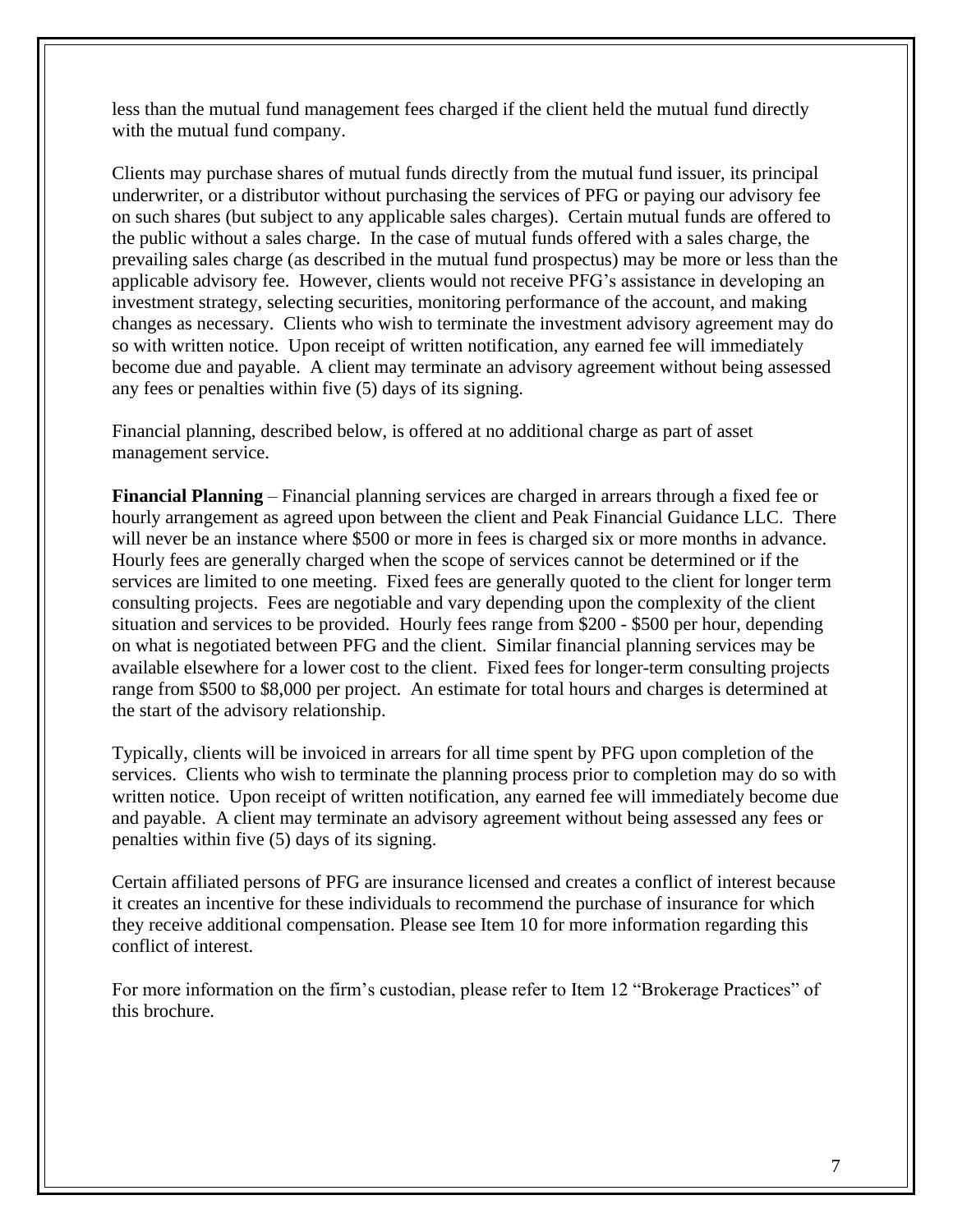less than the mutual fund management fees charged if the client held the mutual fund directly with the mutual fund company.

Clients may purchase shares of mutual funds directly from the mutual fund issuer, its principal underwriter, or a distributor without purchasing the services of PFG or paying our advisory fee on such shares (but subject to any applicable sales charges). Certain mutual funds are offered to the public without a sales charge. In the case of mutual funds offered with a sales charge, the prevailing sales charge (as described in the mutual fund prospectus) may be more or less than the applicable advisory fee. However, clients would not receive PFG's assistance in developing an investment strategy, selecting securities, monitoring performance of the account, and making changes as necessary. Clients who wish to terminate the investment advisory agreement may do so with written notice. Upon receipt of written notification, any earned fee will immediately become due and payable. A client may terminate an advisory agreement without being assessed any fees or penalties within five (5) days of its signing.

Financial planning, described below, is offered at no additional charge as part of asset management service.

**Financial Planning** – Financial planning services are charged in arrears through a fixed fee or hourly arrangement as agreed upon between the client and Peak Financial Guidance LLC. There will never be an instance where $500 or more in fees is charged six or more months in advance. Hourly fees are generally charged when the scope of services cannot be determined or if the services are limited to one meeting. Fixed fees are generally quoted to the client for longer term consulting projects. Fees are negotiable and vary depending upon the complexity of the client situation and services to be provided. Hourly fees range from $200 - $500 per hour, depending on what is negotiated between PFG and the client. Similar financial planning services may be available elsewhere for a lower cost to the client. Fixed fees for longer-term consulting projects range from $500 to $8,000 per project. An estimate for total hours and charges is determined at the start of the advisory relationship.

Typically, clients will be invoiced in arrears for all time spent by PFG upon completion of the services. Clients who wish to terminate the planning process prior to completion may do so with written notice. Upon receipt of written notification, any earned fee will immediately become due and payable. A client may terminate an advisory agreement without being assessed any fees or penalties within five (5) days of its signing.

Certain affiliated persons of PFG are insurance licensed and creates a conflict of interest because it creates an incentive for these individuals to recommend the purchase of insurance for which they receive additional compensation. Please see Item 10 for more information regarding this conflict of interest.

For more information on the firm's custodian, please refer to Item 12 "Brokerage Practices" of this brochure.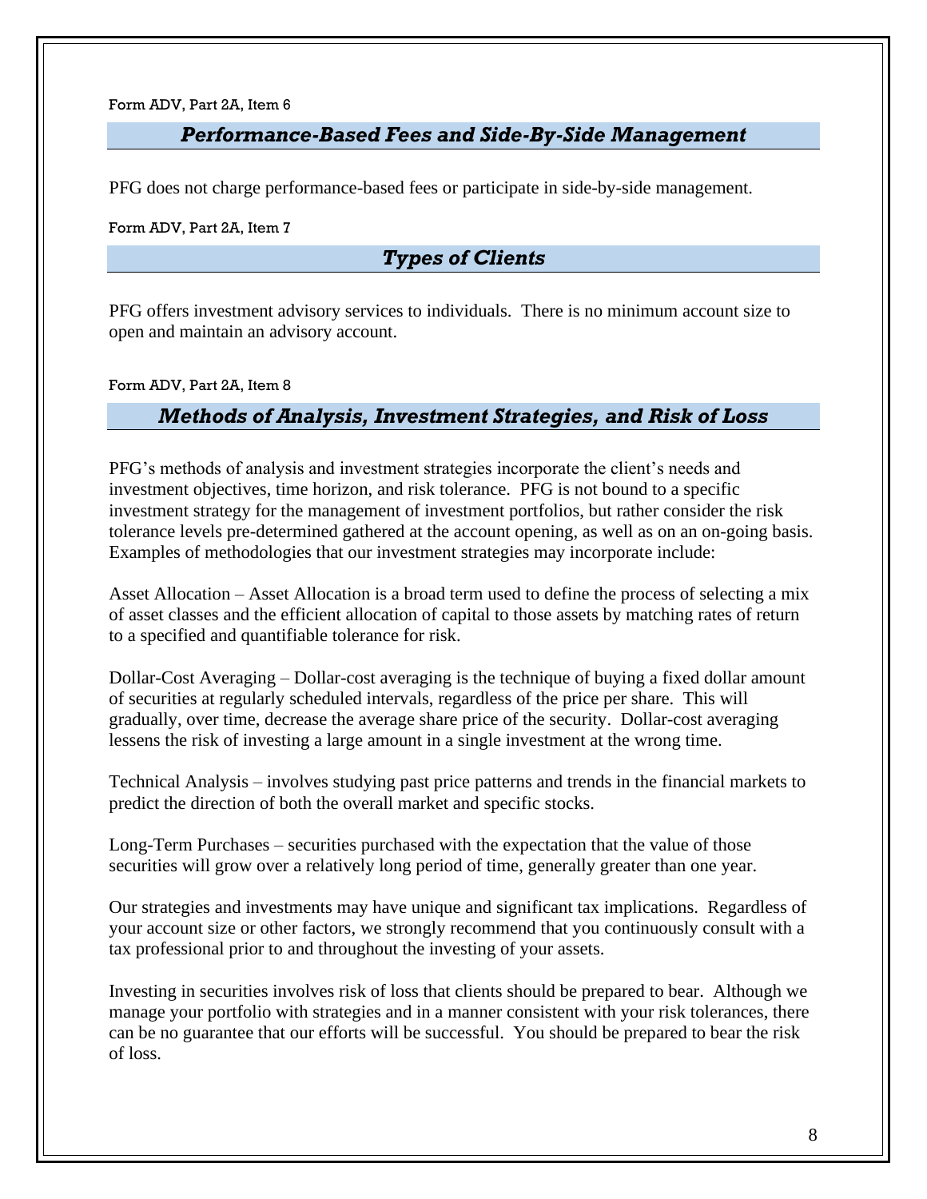Form ADV, Part 2A, Item 6

## *Performance-Based Fees and Side-By-Side Management*

PFG does not charge performance-based fees or participate in side-by-side management.

Form ADV, Part 2A, Item 7

## *Types of Clients*

PFG offers investment advisory services to individuals. There is no minimum account size to open and maintain an advisory account.

Form ADV, Part 2A, Item 8

## *Methods of Analysis, Investment Strategies, and Risk of Loss*

PFG's methods of analysis and investment strategies incorporate the client's needs and investment objectives, time horizon, and risk tolerance. PFG is not bound to a specific investment strategy for the management of investment portfolios, but rather consider the risk tolerance levels pre-determined gathered at the account opening, as well as on an on-going basis. Examples of methodologies that our investment strategies may incorporate include:

Asset Allocation – Asset Allocation is a broad term used to define the process of selecting a mix of asset classes and the efficient allocation of capital to those assets by matching rates of return to a specified and quantifiable tolerance for risk.

Dollar-Cost Averaging – Dollar-cost averaging is the technique of buying a fixed dollar amount of securities at regularly scheduled intervals, regardless of the price per share. This will gradually, over time, decrease the average share price of the security. Dollar-cost averaging lessens the risk of investing a large amount in a single investment at the wrong time.

Technical Analysis – involves studying past price patterns and trends in the financial markets to predict the direction of both the overall market and specific stocks.

Long-Term Purchases – securities purchased with the expectation that the value of those securities will grow over a relatively long period of time, generally greater than one year.

Our strategies and investments may have unique and significant tax implications. Regardless of your account size or other factors, we strongly recommend that you continuously consult with a tax professional prior to and throughout the investing of your assets.

Investing in securities involves risk of loss that clients should be prepared to bear. Although we manage your portfolio with strategies and in a manner consistent with your risk tolerances, there can be no guarantee that our efforts will be successful. You should be prepared to bear the risk of loss.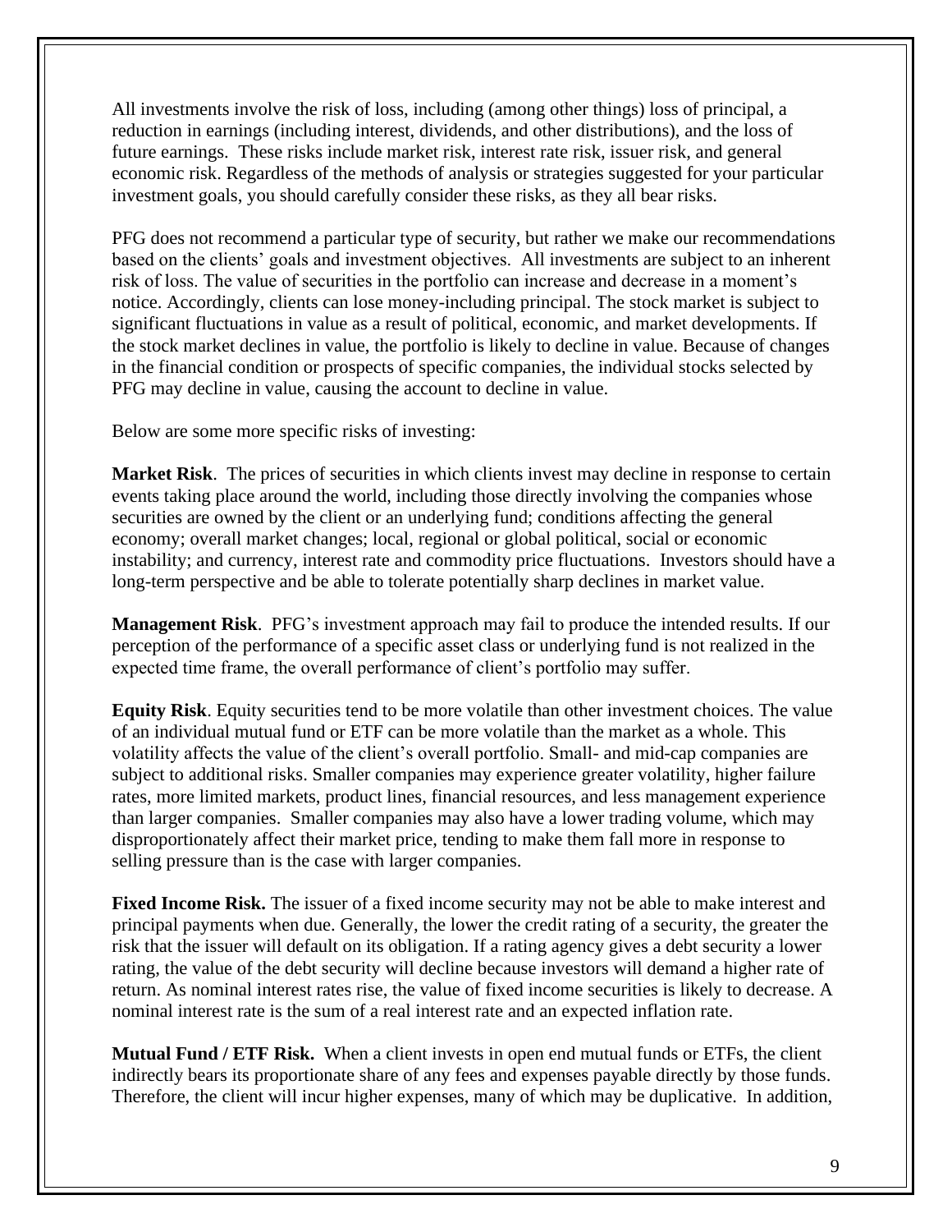All investments involve the risk of loss, including (among other things) loss of principal, a reduction in earnings (including interest, dividends, and other distributions), and the loss of future earnings. These risks include market risk, interest rate risk, issuer risk, and general economic risk. Regardless of the methods of analysis or strategies suggested for your particular investment goals, you should carefully consider these risks, as they all bear risks.

PFG does not recommend a particular type of security, but rather we make our recommendations based on the clients' goals and investment objectives. All investments are subject to an inherent risk of loss. The value of securities in the portfolio can increase and decrease in a moment's notice. Accordingly, clients can lose money-including principal. The stock market is subject to significant fluctuations in value as a result of political, economic, and market developments. If the stock market declines in value, the portfolio is likely to decline in value. Because of changes in the financial condition or prospects of specific companies, the individual stocks selected by PFG may decline in value, causing the account to decline in value.

Below are some more specific risks of investing:

**Market Risk**. The prices of securities in which clients invest may decline in response to certain events taking place around the world, including those directly involving the companies whose securities are owned by the client or an underlying fund; conditions affecting the general economy; overall market changes; local, regional or global political, social or economic instability; and currency, interest rate and commodity price fluctuations. Investors should have a long-term perspective and be able to tolerate potentially sharp declines in market value.

**Management Risk**. PFG's investment approach may fail to produce the intended results. If our perception of the performance of a specific asset class or underlying fund is not realized in the expected time frame, the overall performance of client's portfolio may suffer.

**Equity Risk**. Equity securities tend to be more volatile than other investment choices. The value of an individual mutual fund or ETF can be more volatile than the market as a whole. This volatility affects the value of the client's overall portfolio. Small- and mid-cap companies are subject to additional risks. Smaller companies may experience greater volatility, higher failure rates, more limited markets, product lines, financial resources, and less management experience than larger companies. Smaller companies may also have a lower trading volume, which may disproportionately affect their market price, tending to make them fall more in response to selling pressure than is the case with larger companies.

**Fixed Income Risk.** The issuer of a fixed income security may not be able to make interest and principal payments when due. Generally, the lower the credit rating of a security, the greater the risk that the issuer will default on its obligation. If a rating agency gives a debt security a lower rating, the value of the debt security will decline because investors will demand a higher rate of return. As nominal interest rates rise, the value of fixed income securities is likely to decrease. A nominal interest rate is the sum of a real interest rate and an expected inflation rate.

**Mutual Fund / ETF Risk.** When a client invests in open end mutual funds or ETFs, the client indirectly bears its proportionate share of any fees and expenses payable directly by those funds. Therefore, the client will incur higher expenses, many of which may be duplicative. In addition,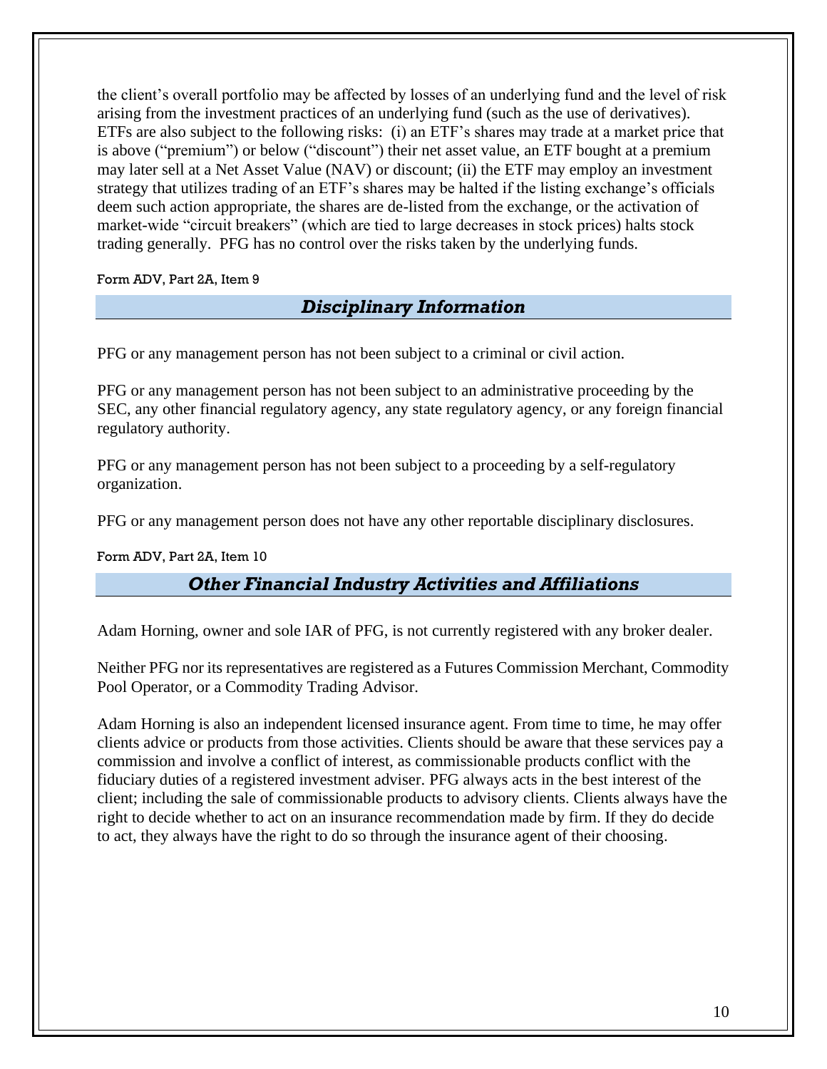the client's overall portfolio may be affected by losses of an underlying fund and the level of risk arising from the investment practices of an underlying fund (such as the use of derivatives). ETFs are also subject to the following risks: (i) an ETF's shares may trade at a market price that is above ("premium") or below ("discount") their net asset value, an ETF bought at a premium may later sell at a Net Asset Value (NAV) or discount; (ii) the ETF may employ an investment strategy that utilizes trading of an ETF's shares may be halted if the listing exchange's officials deem such action appropriate, the shares are de-listed from the exchange, or the activation of market-wide "circuit breakers" (which are tied to large decreases in stock prices) halts stock trading generally. PFG has no control over the risks taken by the underlying funds.

Form ADV, Part 2A, Item 9

## *Disciplinary Information*

PFG or any management person has not been subject to a criminal or civil action.

PFG or any management person has not been subject to an administrative proceeding by the SEC, any other financial regulatory agency, any state regulatory agency, or any foreign financial regulatory authority.

PFG or any management person has not been subject to a proceeding by a self-regulatory organization.

PFG or any management person does not have any other reportable disciplinary disclosures.

Form ADV, Part 2A, Item 10

## *Other Financial Industry Activities and Affiliations*

Adam Horning, owner and sole IAR of PFG, is not currently registered with any broker dealer.

Neither PFG nor its representatives are registered as a Futures Commission Merchant, Commodity Pool Operator, or a Commodity Trading Advisor.

Adam Horning is also an independent licensed insurance agent. From time to time, he may offer clients advice or products from those activities. Clients should be aware that these services pay a commission and involve a conflict of interest, as commissionable products conflict with the fiduciary duties of a registered investment adviser. PFG always acts in the best interest of the client; including the sale of commissionable products to advisory clients. Clients always have the right to decide whether to act on an insurance recommendation made by firm. If they do decide to act, they always have the right to do so through the insurance agent of their choosing.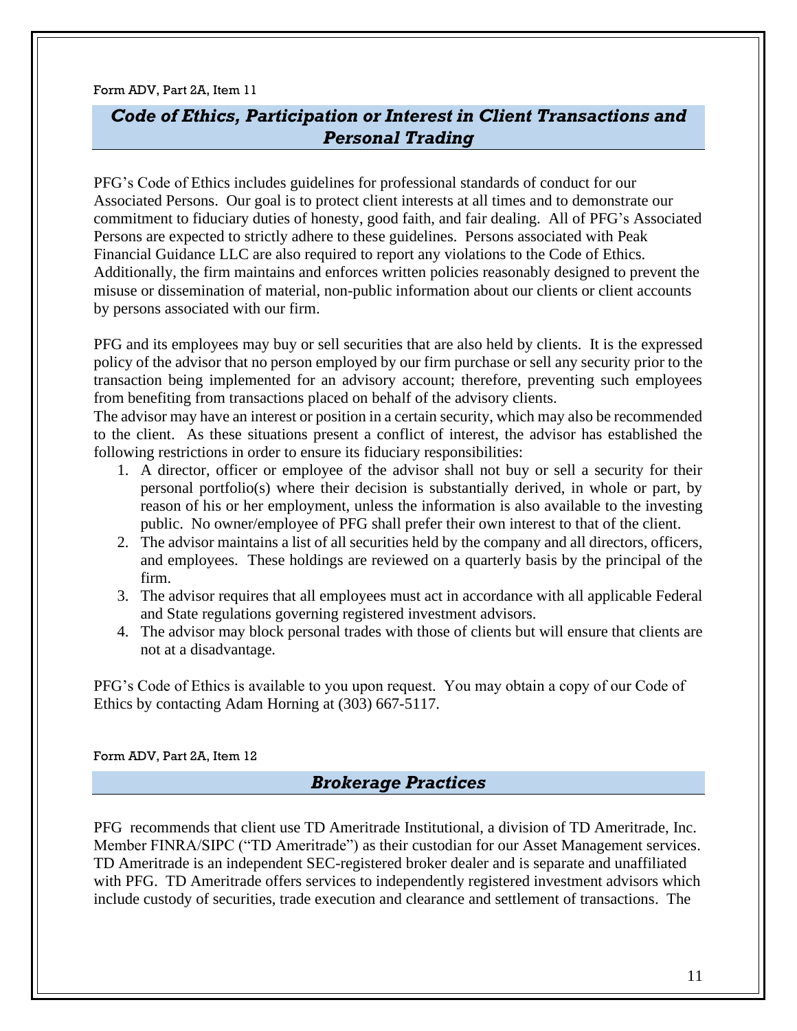Form ADV, Part 2A, Item 11

## *Code of Ethics, Participation or Interest in Client Transactions and Personal Trading*

PFG's Code of Ethics includes guidelines for professional standards of conduct for our Associated Persons. Our goal is to protect client interests at all times and to demonstrate our commitment to fiduciary duties of honesty, good faith, and fair dealing. All of PFG's Associated Persons are expected to strictly adhere to these guidelines. Persons associated with Peak Financial Guidance LLC are also required to report any violations to the Code of Ethics. Additionally, the firm maintains and enforces written policies reasonably designed to prevent the misuse or dissemination of material, non-public information about our clients or client accounts by persons associated with our firm.

PFG and its employees may buy or sell securities that are also held by clients. It is the expressed policy of the advisor that no person employed by our firm purchase or sell any security prior to the transaction being implemented for an advisory account; therefore, preventing such employees from benefiting from transactions placed on behalf of the advisory clients.
The advisor may have an interest or position in a certain security, which may also be recommended to the client. As these situations present a conflict of interest, the advisor has established the following restrictions in order to ensure its fiduciary responsibilities:

1. A director, officer or employee of the advisor shall not buy or sell a security for their personal portfolio(s) where their decision is substantially derived, in whole or part, by reason of his or her employment, unless the information is also available to the investing public. No owner/employee of PFG shall prefer their own interest to that of the client.
2. The advisor maintains a list of all securities held by the company and all directors, officers, and employees. These holdings are reviewed on a quarterly basis by the principal of the firm.
3. The advisor requires that all employees must act in accordance with all applicable Federal and State regulations governing registered investment advisors.
4. The advisor may block personal trades with those of clients but will ensure that clients are not at a disadvantage.

PFG's Code of Ethics is available to you upon request. You may obtain a copy of our Code of Ethics by contacting Adam Horning at (303) 667-5117.

Form ADV, Part 2A, Item 12

## *Brokerage Practices*

PFG recommends that client use TD Ameritrade Institutional, a division of TD Ameritrade, Inc. Member FINRA/SIPC ("TD Ameritrade") as their custodian for our Asset Management services. TD Ameritrade is an independent SEC-registered broker dealer and is separate and unaffiliated with PFG. TD Ameritrade offers services to independently registered investment advisors which include custody of securities, trade execution and clearance and settlement of transactions. The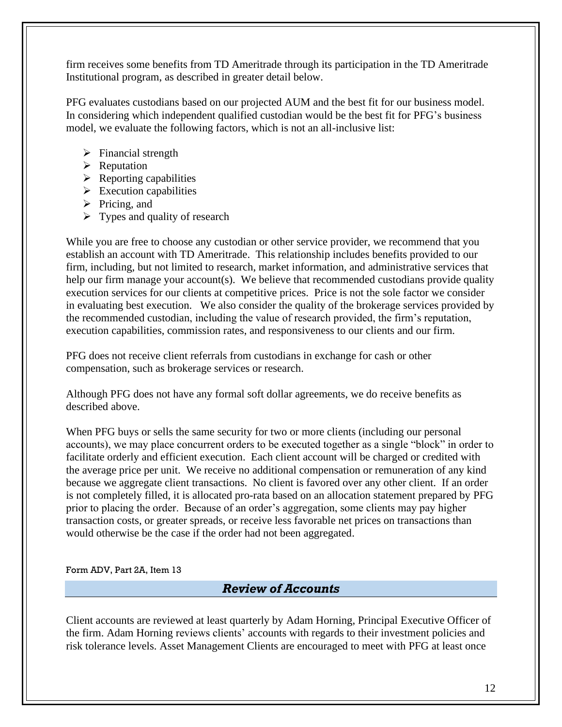firm receives some benefits from TD Ameritrade through its participation in the TD Ameritrade Institutional program, as described in greater detail below.

PFG evaluates custodians based on our projected AUM and the best fit for our business model. In considering which independent qualified custodian would be the best fit for PFG's business model, we evaluate the following factors, which is not an all-inclusive list:

- Financial strength
- Reputation
- Reporting capabilities
- Execution capabilities
- Pricing, and
- Types and quality of research

While you are free to choose any custodian or other service provider, we recommend that you establish an account with TD Ameritrade. This relationship includes benefits provided to our firm, including, but not limited to research, market information, and administrative services that help our firm manage your account(s). We believe that recommended custodians provide quality execution services for our clients at competitive prices. Price is not the sole factor we consider in evaluating best execution. We also consider the quality of the brokerage services provided by the recommended custodian, including the value of research provided, the firm's reputation, execution capabilities, commission rates, and responsiveness to our clients and our firm.

PFG does not receive client referrals from custodians in exchange for cash or other compensation, such as brokerage services or research.

Although PFG does not have any formal soft dollar agreements, we do receive benefits as described above.

When PFG buys or sells the same security for two or more clients (including our personal accounts), we may place concurrent orders to be executed together as a single "block" in order to facilitate orderly and efficient execution. Each client account will be charged or credited with the average price per unit. We receive no additional compensation or remuneration of any kind because we aggregate client transactions. No client is favored over any other client. If an order is not completely filled, it is allocated pro-rata based on an allocation statement prepared by PFG prior to placing the order. Because of an order's aggregation, some clients may pay higher transaction costs, or greater spreads, or receive less favorable net prices on transactions than would otherwise be the case if the order had not been aggregated.

Form ADV, Part 2A, Item 13

## *Review of Accounts*

Client accounts are reviewed at least quarterly by Adam Horning, Principal Executive Officer of the firm. Adam Horning reviews clients' accounts with regards to their investment policies and risk tolerance levels. Asset Management Clients are encouraged to meet with PFG at least once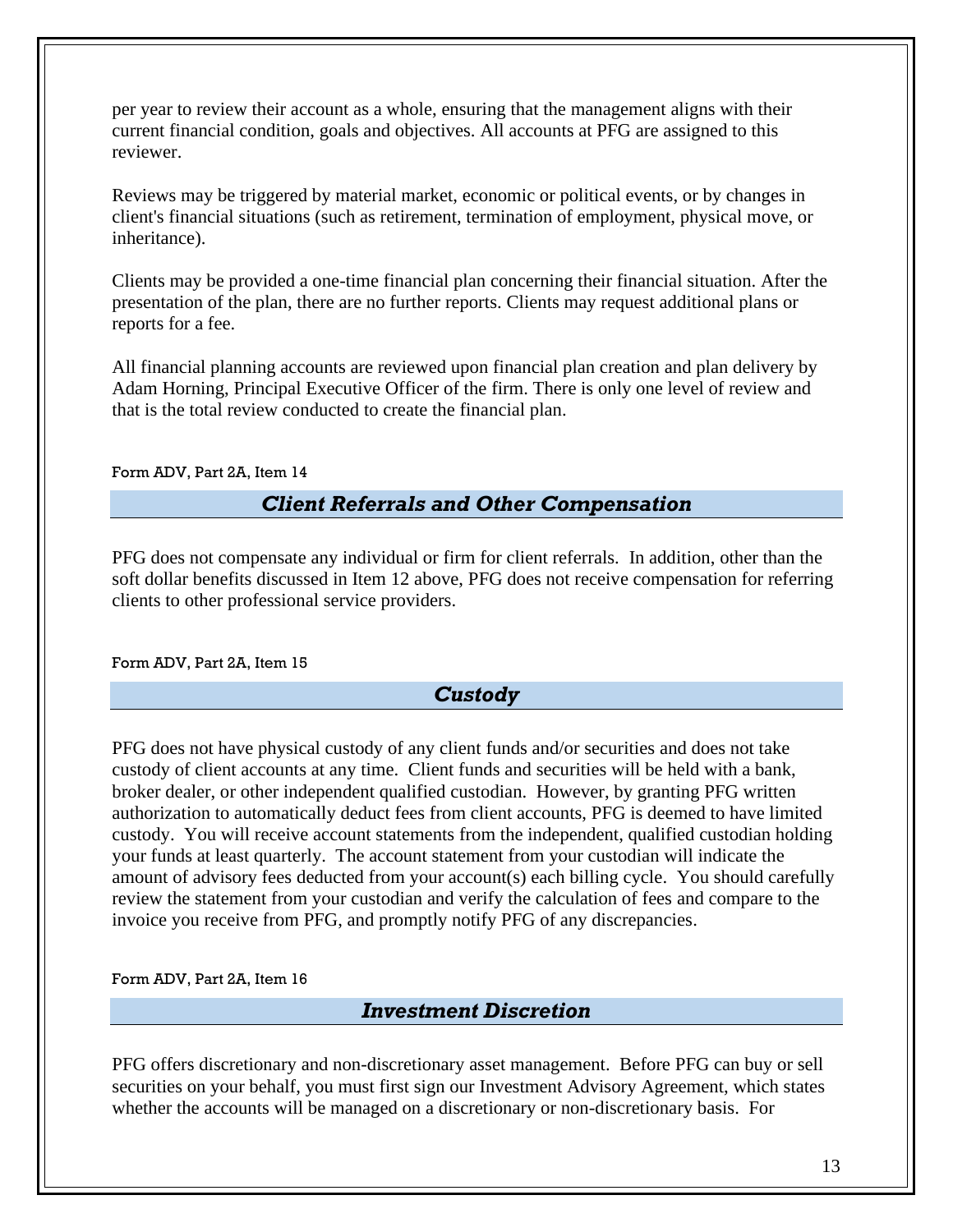per year to review their account as a whole, ensuring that the management aligns with their current financial condition, goals and objectives. All accounts at PFG are assigned to this reviewer.

Reviews may be triggered by material market, economic or political events, or by changes in client's financial situations (such as retirement, termination of employment, physical move, or inheritance).

Clients may be provided a one-time financial plan concerning their financial situation. After the presentation of the plan, there are no further reports. Clients may request additional plans or reports for a fee.

All financial planning accounts are reviewed upon financial plan creation and plan delivery by Adam Horning, Principal Executive Officer of the firm. There is only one level of review and that is the total review conducted to create the financial plan.

Form ADV, Part 2A, Item 14

## *Client Referrals and Other Compensation*

PFG does not compensate any individual or firm for client referrals. In addition, other than the soft dollar benefits discussed in Item 12 above, PFG does not receive compensation for referring clients to other professional service providers.

Form ADV, Part 2A, Item 15

## *Custody*

PFG does not have physical custody of any client funds and/or securities and does not take custody of client accounts at any time. Client funds and securities will be held with a bank, broker dealer, or other independent qualified custodian. However, by granting PFG written authorization to automatically deduct fees from client accounts, PFG is deemed to have limited custody. You will receive account statements from the independent, qualified custodian holding your funds at least quarterly. The account statement from your custodian will indicate the amount of advisory fees deducted from your account(s) each billing cycle. You should carefully review the statement from your custodian and verify the calculation of fees and compare to the invoice you receive from PFG, and promptly notify PFG of any discrepancies.

Form ADV, Part 2A, Item 16

## *Investment Discretion*

PFG offers discretionary and non-discretionary asset management. Before PFG can buy or sell securities on your behalf, you must first sign our Investment Advisory Agreement, which states whether the accounts will be managed on a discretionary or non-discretionary basis. For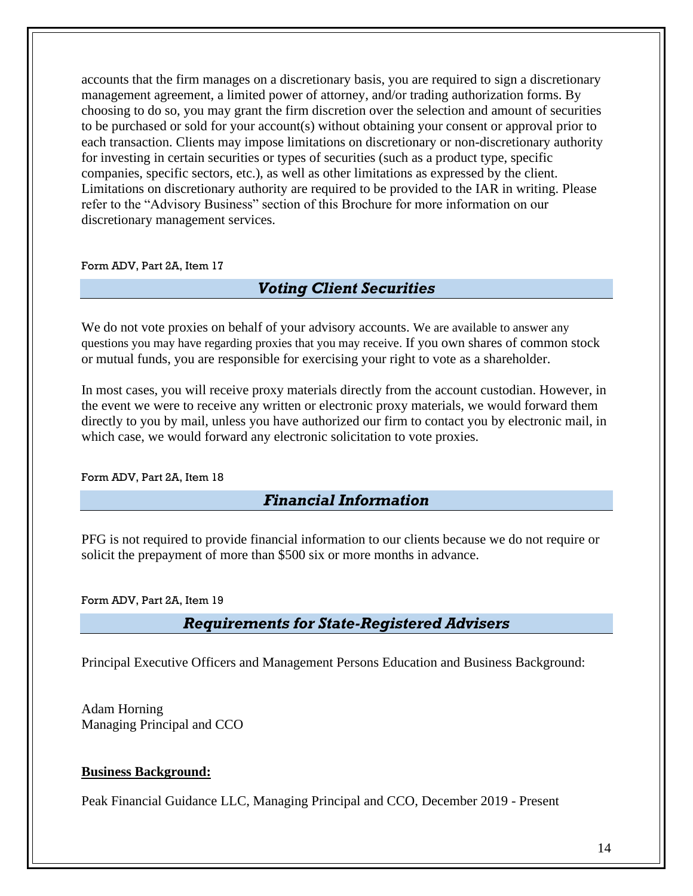accounts that the firm manages on a discretionary basis, you are required to sign a discretionary management agreement, a limited power of attorney, and/or trading authorization forms. By choosing to do so, you may grant the firm discretion over the selection and amount of securities to be purchased or sold for your account(s) without obtaining your consent or approval prior to each transaction. Clients may impose limitations on discretionary or non-discretionary authority for investing in certain securities or types of securities (such as a product type, specific companies, specific sectors, etc.), as well as other limitations as expressed by the client. Limitations on discretionary authority are required to be provided to the IAR in writing. Please refer to the "Advisory Business" section of this Brochure for more information on our discretionary management services.

Form ADV, Part 2A, Item 17

## *Voting Client Securities*

We do not vote proxies on behalf of your advisory accounts. We are available to answer any questions you may have regarding proxies that you may receive. If you own shares of common stock or mutual funds, you are responsible for exercising your right to vote as a shareholder.

In most cases, you will receive proxy materials directly from the account custodian. However, in the event we were to receive any written or electronic proxy materials, we would forward them directly to you by mail, unless you have authorized our firm to contact you by electronic mail, in which case, we would forward any electronic solicitation to vote proxies.

Form ADV, Part 2A, Item 18

## *Financial Information*

PFG is not required to provide financial information to our clients because we do not require or solicit the prepayment of more than $500 six or more months in advance.

Form ADV, Part 2A, Item 19

## *Requirements for State-Registered Advisers*

Principal Executive Officers and Management Persons Education and Business Background:

Adam Horning
Managing Principal and CCO

**Business Background:**

Peak Financial Guidance LLC, Managing Principal and CCO, December 2019 - Present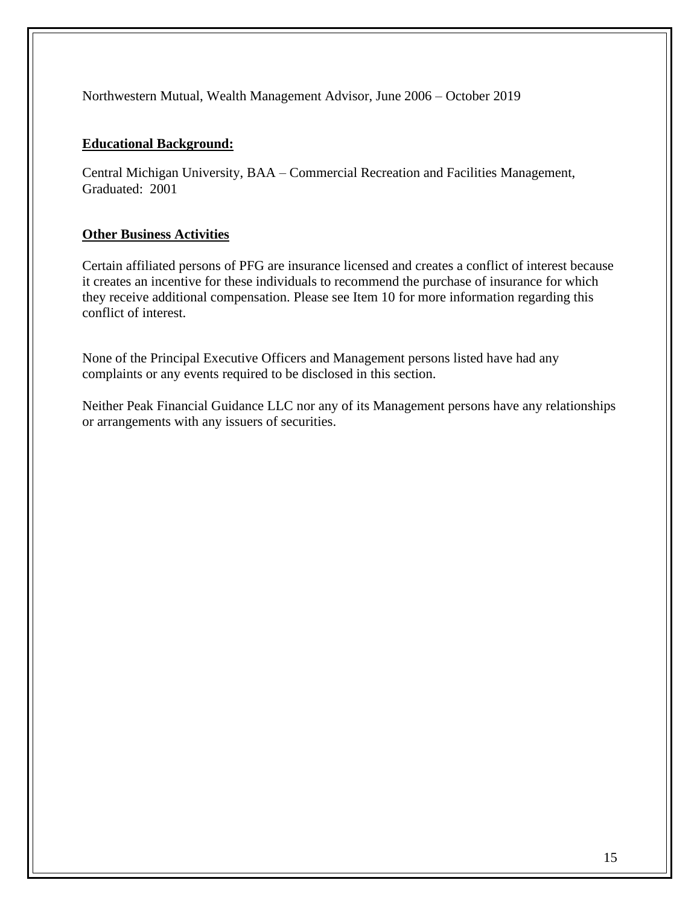Northwestern Mutual, Wealth Management Advisor, June 2006 – October 2019

**Educational Background:**

Central Michigan University, BAA – Commercial Recreation and Facilities Management, Graduated: 2001

**Other Business Activities**

Certain affiliated persons of PFG are insurance licensed and creates a conflict of interest because it creates an incentive for these individuals to recommend the purchase of insurance for which they receive additional compensation. Please see Item 10 for more information regarding this conflict of interest.

None of the Principal Executive Officers and Management persons listed have had any complaints or any events required to be disclosed in this section.

Neither Peak Financial Guidance LLC nor any of its Management persons have any relationships or arrangements with any issuers of securities.